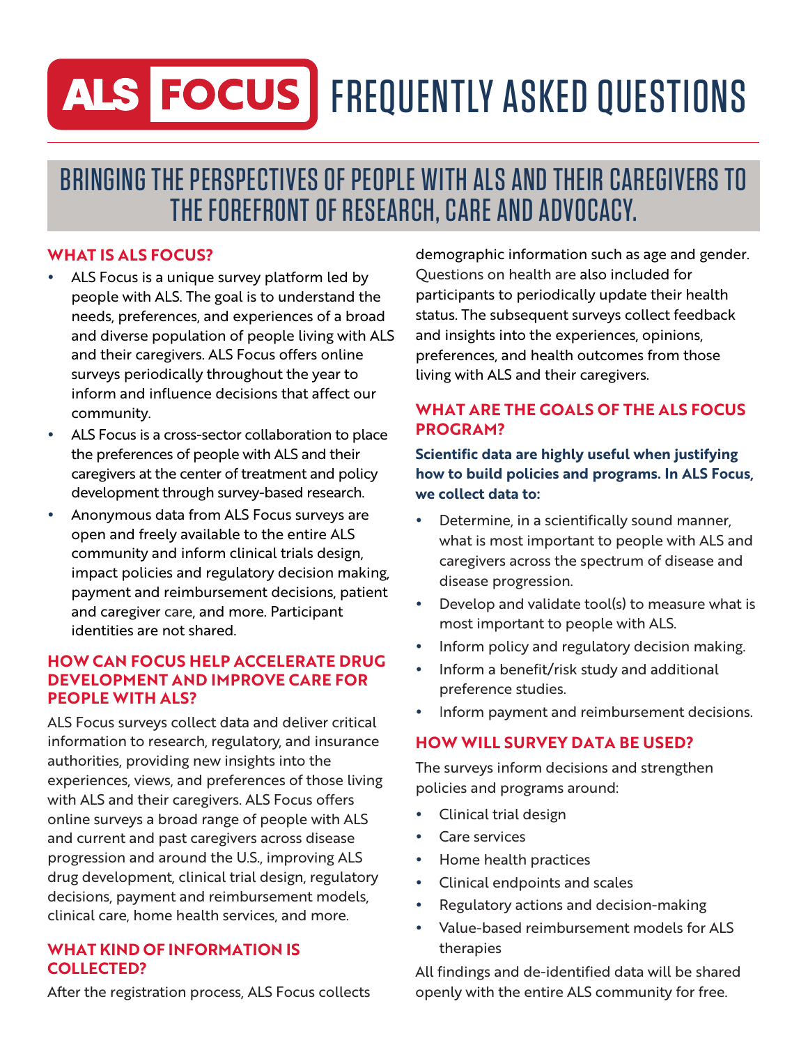# ALS FOCUS FREQUENTLY ASKED QUESTIONS

## BRINGING THE PERSPECTIVES OF PEOPLE WITH ALS AND THEIR CAREGIVERS TO THE FOREFRONT OF RESEARCH, CARE AND ADVOCACY.

### WHAT IS ALS FOCUS?

- ALS Focus is a unique survey platform led by people with ALS. The goal is to understand the needs, preferences, and experiences of a broad and diverse population of people living with ALS and their caregivers. ALS Focus offers online surveys periodically throughout the year to inform and influence decisions that affect our community.
- ALS Focus is a cross-sector collaboration to place the preferences of people with ALS and their caregivers at the center of treatment and policy development through survey-based research.
- Anonymous data from ALS Focus surveys are open and freely available to the entire ALS community and inform clinical trials design, impact policies and regulatory decision making, payment and reimbursement decisions, patient and caregiver care, and more. Participant identities are not shared.

### HOW CAN FOCUS HELP ACCELERATE DRUG DEVELOPMENT AND IMPROVE CARE FOR PEOPLE WITH ALS?

ALS Focus surveys collect data and deliver critical information to research, regulatory, and insurance authorities, providing new insights into the experiences, views, and preferences of those living with ALS and their caregivers. ALS Focus offers online surveys a broad range of people with ALS and current and past caregivers across disease progression and around the U.S., improving ALS drug development, clinical trial design, regulatory decisions, payment and reimbursement models, clinical care, home health services, and more.

### WHAT KIND OF INFORMATION IS COLLECTED?

After the registration process, ALS Focus collects demographic information such as age and gender. Questions on health are also included for participants to periodically update their health status. The subsequent surveys collect feedback and insights into the experiences, opinions, preferences, and health outcomes from those living with ALS and their caregivers.

### WHAT ARE THE GOALS OF THE ALS FOCUS PROGRAM?

**Scientific data are highly useful when justifying how to build policies and programs. In ALS Focus, we collect data to:**

- Determine, in a scientifically sound manner, what is most important to people with ALS and caregivers across the spectrum of disease and disease progression.
- Develop and validate tool(s) to measure what is most important to people with ALS.
- Inform policy and regulatory decision making.
- Inform a benefit/risk study and additional preference studies.
- Inform payment and reimbursement decisions.

### HOW WILL SURVEY DATA BE USED?

The surveys inform decisions and strengthen policies and programs around:

- Clinical trial design
- Care services
- Home health practices
- Clinical endpoints and scales
- Regulatory actions and decision-making
- Value-based reimbursement models for ALS therapies

All findings and de-identified data will be shared openly with the entire ALS community for free.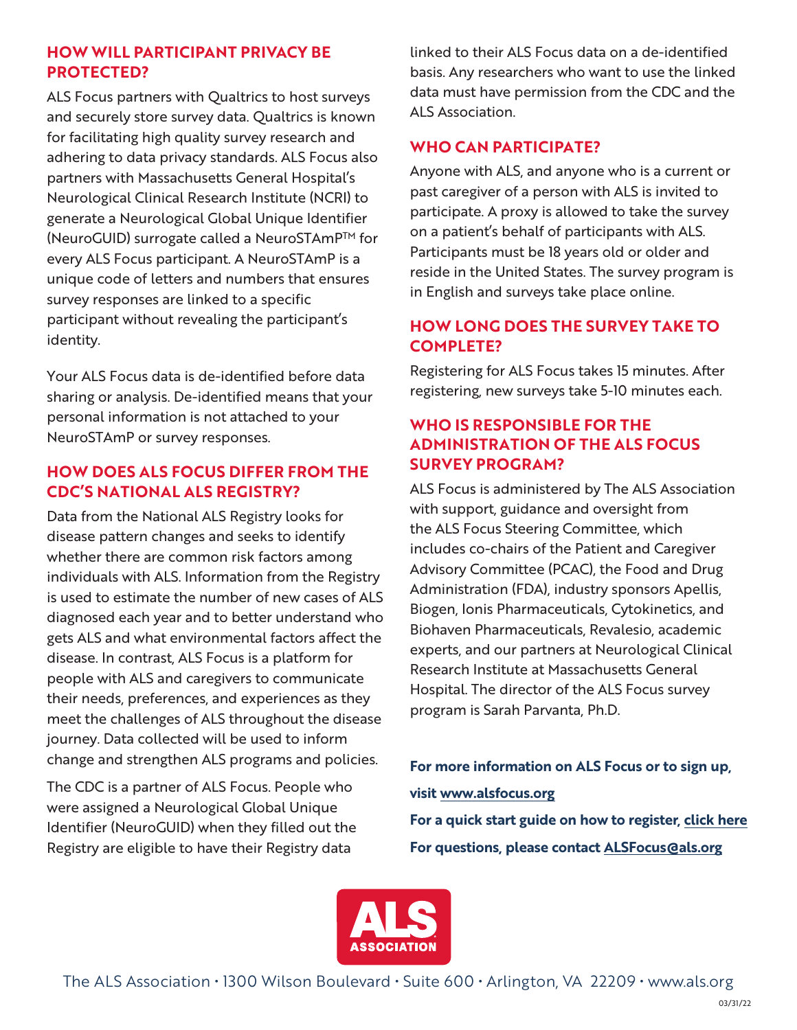## HOW WILL PARTICIPANT PRIVACY BE PROTECTED?

ALS Focus partners with Qualtrics to host surveys and securely store survey data. Qualtrics is known for facilitating high quality survey research and adhering to data privacy standards. ALS Focus also partners with Massachusetts General Hospital's Neurological Clinical Research Institute (NCRI) to generate a Neurological Global Unique Identifier (NeuroGUID) surrogate called a NeuroSTAmP™ for every ALS Focus participant. A NeuroSTAmP is a unique code of letters and numbers that ensures survey responses are linked to a specific participant without revealing the participant's identity.

Your ALS Focus data is de-identified before data sharing or analysis. De-identified means that your personal information is not attached to your NeuroSTAmP or survey responses.

## HOW DOES ALS FOCUS DIFFER FROM THE CDC'S NATIONAL ALS REGISTRY?

Data from the National ALS Registry looks for disease pattern changes and seeks to identify whether there are common risk factors among individuals with ALS. Information from the Registry is used to estimate the number of new cases of ALS diagnosed each year and to better understand who gets ALS and what environmental factors affect the disease. In contrast, ALS Focus is a platform for people with ALS and caregivers to communicate their needs, preferences, and experiences as they meet the challenges of ALS throughout the disease journey. Data collected will be used to inform change and strengthen ALS programs and policies.

The CDC is a partner of ALS Focus. People who were assigned a Neurological Global Unique Identifier (NeuroGUID) when they filled out the Registry are eligible to have their Registry data linked to their ALS Focus data on a de-identified basis. Any researchers who want to use the linked data must have permission from the CDC and the ALS Association.

## WHO CAN PARTICIPATE?

Anyone with ALS, and anyone who is a current or past caregiver of a person with ALS is invited to participate. A proxy is allowed to take the survey on a patient's behalf of participants with ALS. Participants must be 18 years old or older and reside in the United States. The survey program is in English and surveys take place online.

## HOW LONG DOES THE SURVEY TAKE TO COMPLETE?

Registering for ALS Focus takes 15 minutes. After registering, new surveys take 5-10 minutes each.

## WHO IS RESPONSIBLE FOR THE ADMINISTRATION OF THE ALS FOCUS SURVEY PROGRAM?

ALS Focus is administered by The ALS Association with support, guidance and oversight from the ALS Focus Steering Committee, which includes co-chairs of the Patient and Caregiver Advisory Committee (PCAC), the Food and Drug Administration (FDA), industry sponsors Apellis, Biogen, Ionis Pharmaceuticals, Cytokinetics, and Biohaven Pharmaceuticals, Revalesio, academic experts, and our partners at Neurological Clinical Research Institute at Massachusetts General Hospital. The director of the ALS Focus survey program is Sarah Parvanta, Ph.D.

**For more information on ALS Focus or to sign up, visit [www.alsfocus.org](www.alsfocus.org)**

**For a quick start guide on how to register, click here**

**For questions, please contact ALSFocus@als.org**

ALS ASSOCIATION

The ALS Association • 1300 Wilson Boulevard • Suite 600 • Arlington, VA 22209 • www.als.org

03/31/22